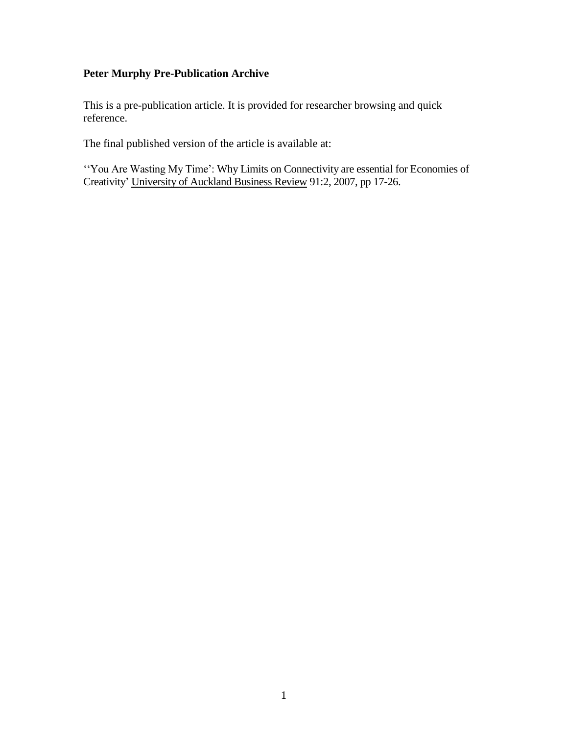**Peter Murphy Pre-Publication Archive**

This is a pre-publication article. It is provided for researcher browsing and quick reference.

The final published version of the article is available at:

''You Are Wasting My Time': Why Limits on Connectivity are essential for Economies of Creativity' University of Auckland Business Review 91:2, 2007, pp 17-26.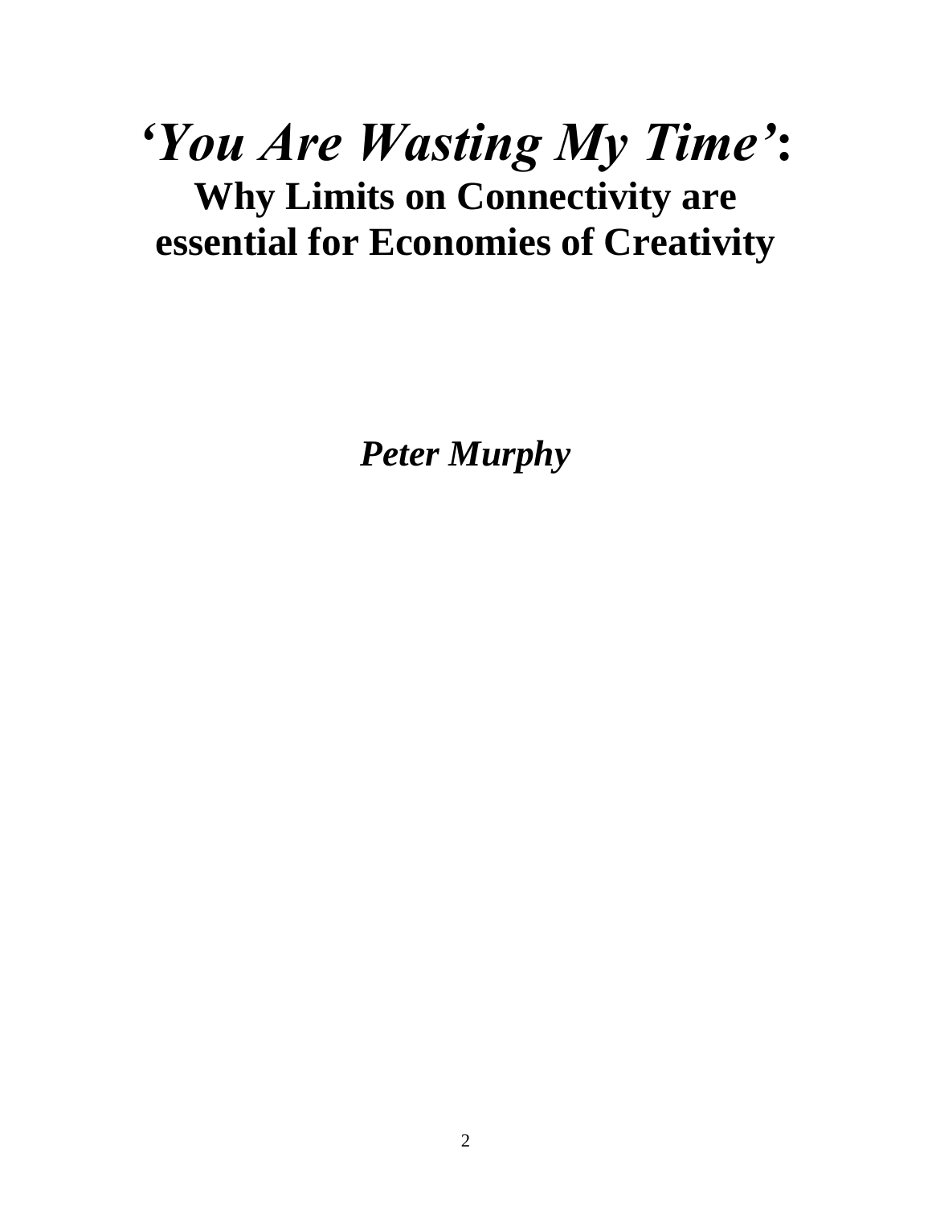# *'You Are Wasting My Time'*:
## Why Limits on Connectivity are essential for Economies of Creativity

***Peter Murphy***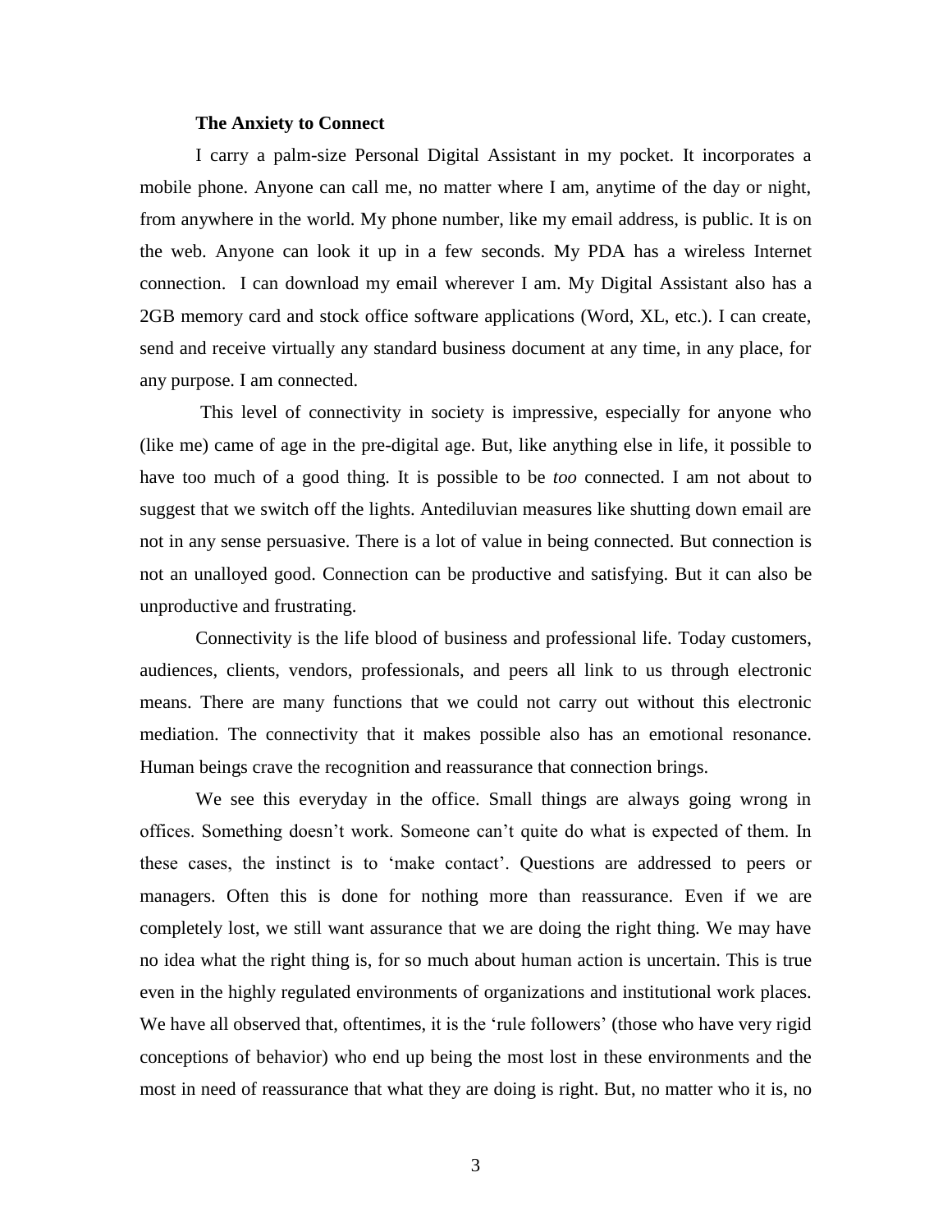**The Anxiety to Connect**

I carry a palm-size Personal Digital Assistant in my pocket. It incorporates a mobile phone. Anyone can call me, no matter where I am, anytime of the day or night, from anywhere in the world. My phone number, like my email address, is public. It is on the web. Anyone can look it up in a few seconds. My PDA has a wireless Internet connection. I can download my email wherever I am. My Digital Assistant also has a 2GB memory card and stock office software applications (Word, XL, etc.). I can create, send and receive virtually any standard business document at any time, in any place, for any purpose. I am connected.

This level of connectivity in society is impressive, especially for anyone who (like me) came of age in the pre-digital age. But, like anything else in life, it possible to have too much of a good thing. It is possible to be *too* connected. I am not about to suggest that we switch off the lights. Antediluvian measures like shutting down email are not in any sense persuasive. There is a lot of value in being connected. But connection is not an unalloyed good. Connection can be productive and satisfying. But it can also be unproductive and frustrating.

Connectivity is the life blood of business and professional life. Today customers, audiences, clients, vendors, professionals, and peers all link to us through electronic means. There are many functions that we could not carry out without this electronic mediation. The connectivity that it makes possible also has an emotional resonance. Human beings crave the recognition and reassurance that connection brings.

We see this everyday in the office. Small things are always going wrong in offices. Something doesn't work. Someone can't quite do what is expected of them. In these cases, the instinct is to 'make contact'. Questions are addressed to peers or managers. Often this is done for nothing more than reassurance. Even if we are completely lost, we still want assurance that we are doing the right thing. We may have no idea what the right thing is, for so much about human action is uncertain. This is true even in the highly regulated environments of organizations and institutional work places. We have all observed that, oftentimes, it is the 'rule followers' (those who have very rigid conceptions of behavior) who end up being the most lost in these environments and the most in need of reassurance that what they are doing is right. But, no matter who it is, no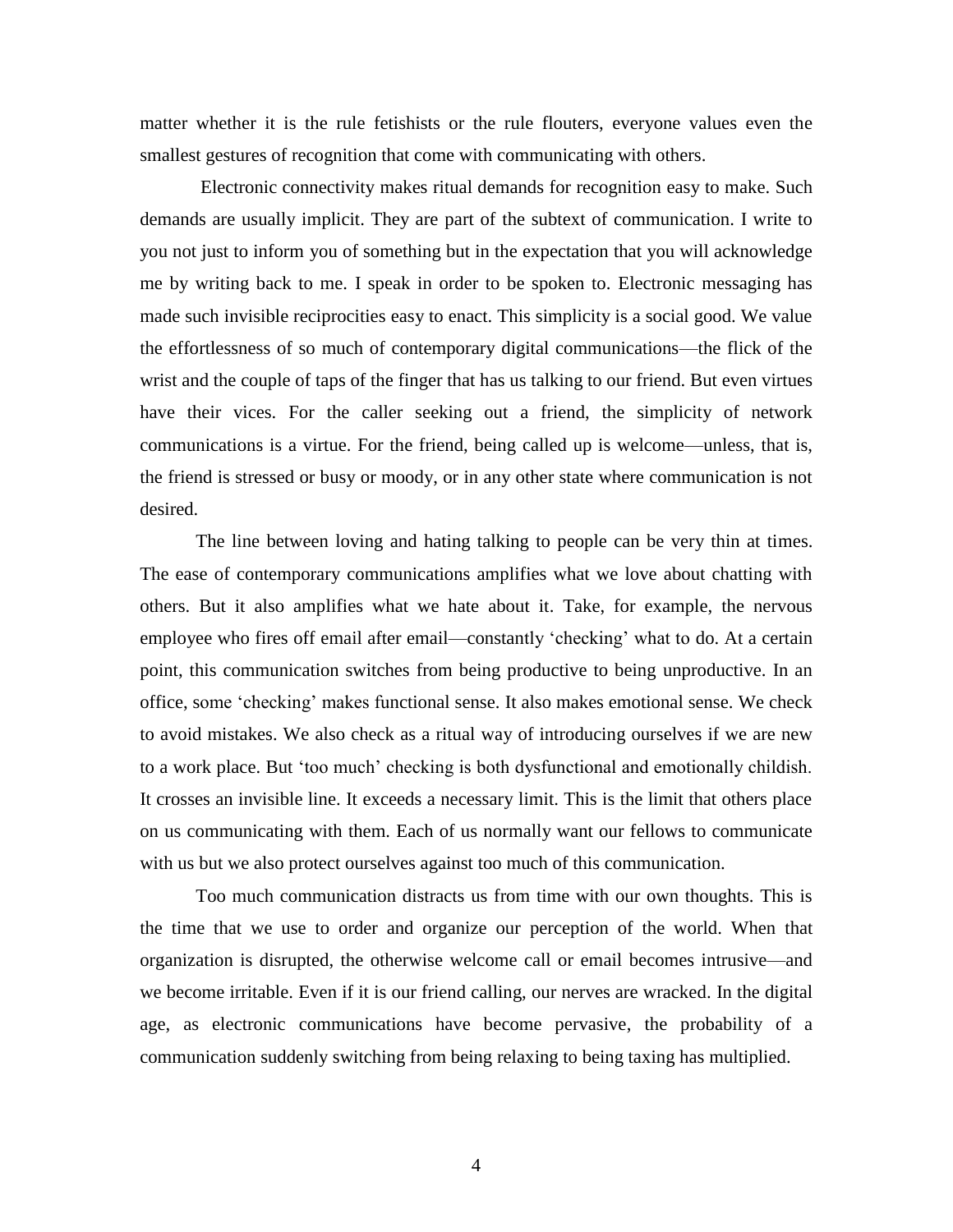matter whether it is the rule fetishists or the rule flouters, everyone values even the smallest gestures of recognition that come with communicating with others.

Electronic connectivity makes ritual demands for recognition easy to make. Such demands are usually implicit. They are part of the subtext of communication. I write to you not just to inform you of something but in the expectation that you will acknowledge me by writing back to me. I speak in order to be spoken to. Electronic messaging has made such invisible reciprocities easy to enact. This simplicity is a social good. We value the effortlessness of so much of contemporary digital communications—the flick of the wrist and the couple of taps of the finger that has us talking to our friend. But even virtues have their vices. For the caller seeking out a friend, the simplicity of network communications is a virtue. For the friend, being called up is welcome—unless, that is, the friend is stressed or busy or moody, or in any other state where communication is not desired.

The line between loving and hating talking to people can be very thin at times. The ease of contemporary communications amplifies what we love about chatting with others. But it also amplifies what we hate about it. Take, for example, the nervous employee who fires off email after email—constantly 'checking' what to do. At a certain point, this communication switches from being productive to being unproductive. In an office, some 'checking' makes functional sense. It also makes emotional sense. We check to avoid mistakes. We also check as a ritual way of introducing ourselves if we are new to a work place. But 'too much' checking is both dysfunctional and emotionally childish. It crosses an invisible line. It exceeds a necessary limit. This is the limit that others place on us communicating with them. Each of us normally want our fellows to communicate with us but we also protect ourselves against too much of this communication.

Too much communication distracts us from time with our own thoughts. This is the time that we use to order and organize our perception of the world. When that organization is disrupted, the otherwise welcome call or email becomes intrusive—and we become irritable. Even if it is our friend calling, our nerves are wracked. In the digital age, as electronic communications have become pervasive, the probability of a communication suddenly switching from being relaxing to being taxing has multiplied.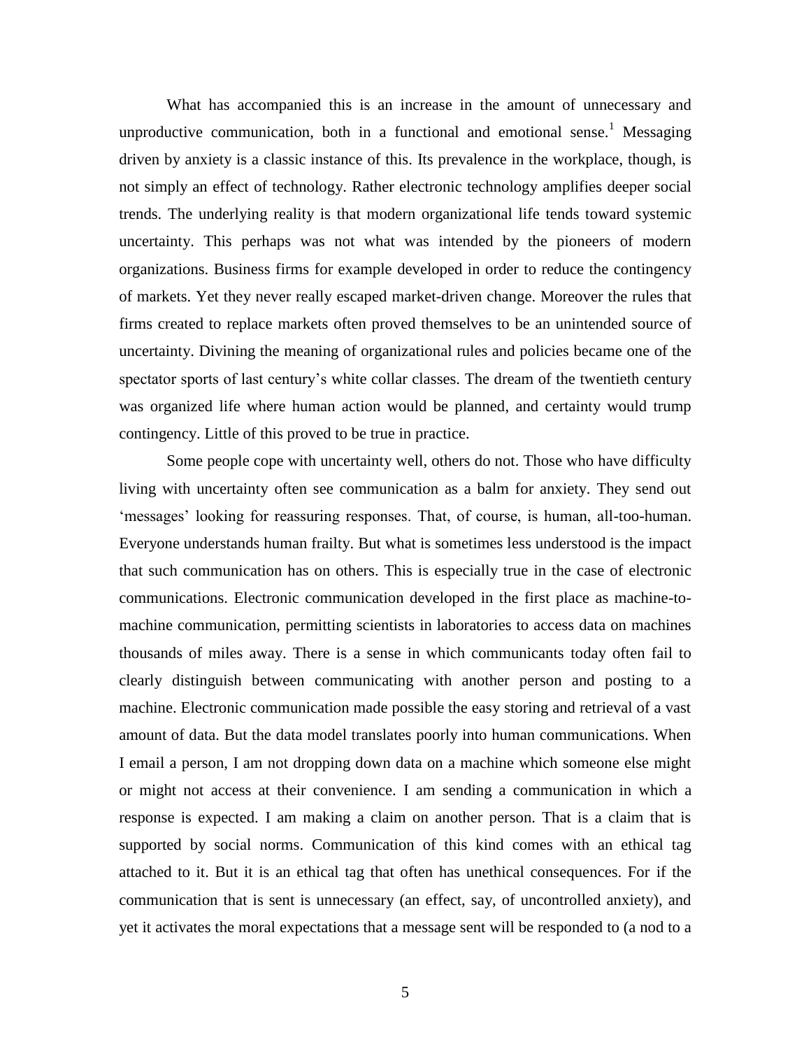What has accompanied this is an increase in the amount of unnecessary and unproductive communication, both in a functional and emotional sense.[1] Messaging driven by anxiety is a classic instance of this. Its prevalence in the workplace, though, is not simply an effect of technology. Rather electronic technology amplifies deeper social trends. The underlying reality is that modern organizational life tends toward systemic uncertainty. This perhaps was not what was intended by the pioneers of modern organizations. Business firms for example developed in order to reduce the contingency of markets. Yet they never really escaped market-driven change. Moreover the rules that firms created to replace markets often proved themselves to be an unintended source of uncertainty. Divining the meaning of organizational rules and policies became one of the spectator sports of last century's white collar classes. The dream of the twentieth century was organized life where human action would be planned, and certainty would trump contingency. Little of this proved to be true in practice.

Some people cope with uncertainty well, others do not. Those who have difficulty living with uncertainty often see communication as a balm for anxiety. They send out 'messages' looking for reassuring responses. That, of course, is human, all-too-human. Everyone understands human frailty. But what is sometimes less understood is the impact that such communication has on others. This is especially true in the case of electronic communications. Electronic communication developed in the first place as machine-to-machine communication, permitting scientists in laboratories to access data on machines thousands of miles away. There is a sense in which communicants today often fail to clearly distinguish between communicating with another person and posting to a machine. Electronic communication made possible the easy storing and retrieval of a vast amount of data. But the data model translates poorly into human communications. When I email a person, I am not dropping down data on a machine which someone else might or might not access at their convenience. I am sending a communication in which a response is expected. I am making a claim on another person. That is a claim that is supported by social norms. Communication of this kind comes with an ethical tag attached to it. But it is an ethical tag that often has unethical consequences. For if the communication that is sent is unnecessary (an effect, say, of uncontrolled anxiety), and yet it activates the moral expectations that a message sent will be responded to (a nod to a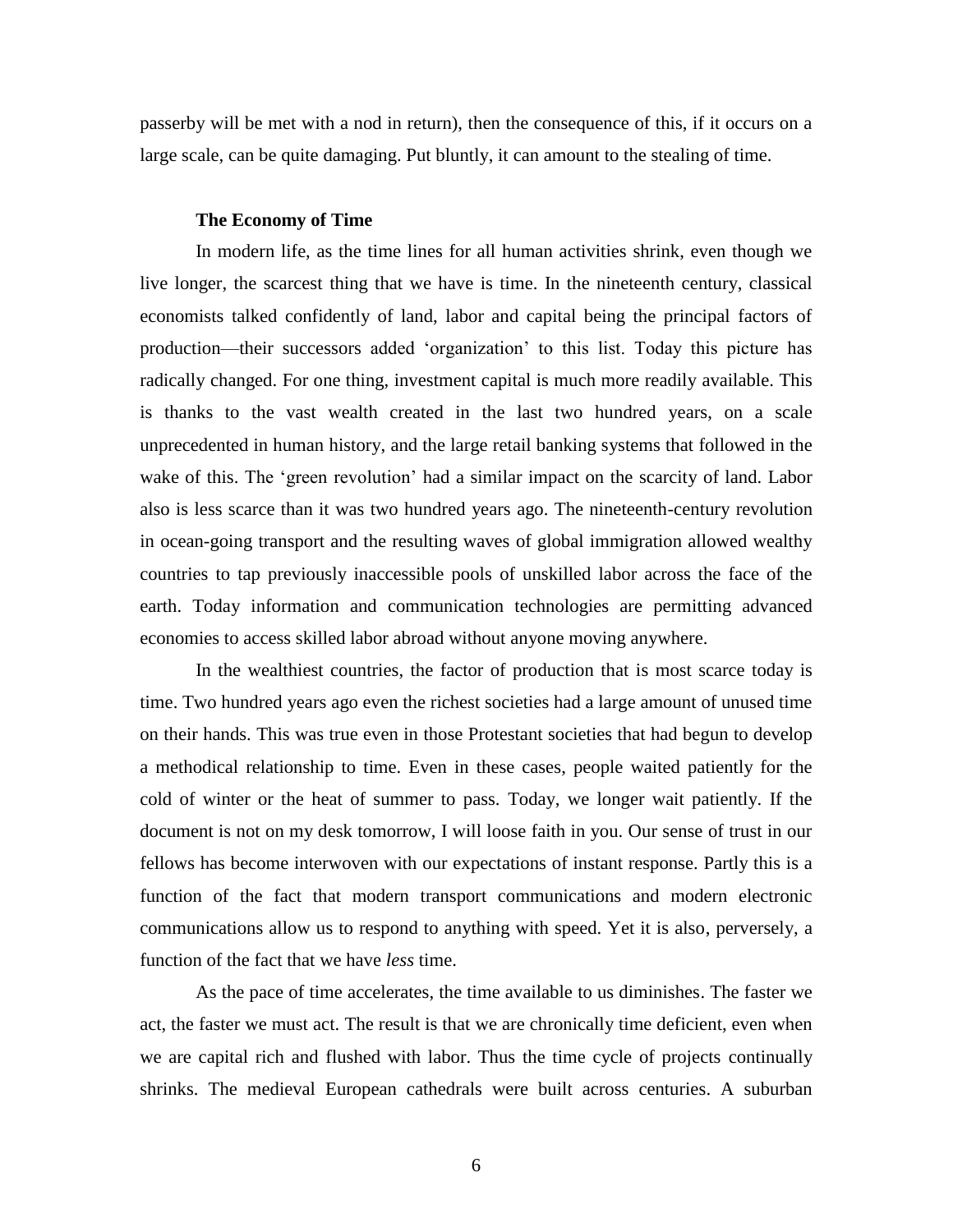passerby will be met with a nod in return), then the consequence of this, if it occurs on a large scale, can be quite damaging. Put bluntly, it can amount to the stealing of time.

### The Economy of Time

In modern life, as the time lines for all human activities shrink, even though we live longer, the scarcest thing that we have is time. In the nineteenth century, classical economists talked confidently of land, labor and capital being the principal factors of production—their successors added 'organization' to this list. Today this picture has radically changed. For one thing, investment capital is much more readily available. This is thanks to the vast wealth created in the last two hundred years, on a scale unprecedented in human history, and the large retail banking systems that followed in the wake of this. The 'green revolution' had a similar impact on the scarcity of land. Labor also is less scarce than it was two hundred years ago. The nineteenth-century revolution in ocean-going transport and the resulting waves of global immigration allowed wealthy countries to tap previously inaccessible pools of unskilled labor across the face of the earth. Today information and communication technologies are permitting advanced economies to access skilled labor abroad without anyone moving anywhere.

In the wealthiest countries, the factor of production that is most scarce today is time. Two hundred years ago even the richest societies had a large amount of unused time on their hands. This was true even in those Protestant societies that had begun to develop a methodical relationship to time. Even in these cases, people waited patiently for the cold of winter or the heat of summer to pass. Today, we longer wait patiently. If the document is not on my desk tomorrow, I will loose faith in you. Our sense of trust in our fellows has become interwoven with our expectations of instant response. Partly this is a function of the fact that modern transport communications and modern electronic communications allow us to respond to anything with speed. Yet it is also, perversely, a function of the fact that we have *less* time.

As the pace of time accelerates, the time available to us diminishes. The faster we act, the faster we must act. The result is that we are chronically time deficient, even when we are capital rich and flushed with labor. Thus the time cycle of projects continually shrinks. The medieval European cathedrals were built across centuries. A suburban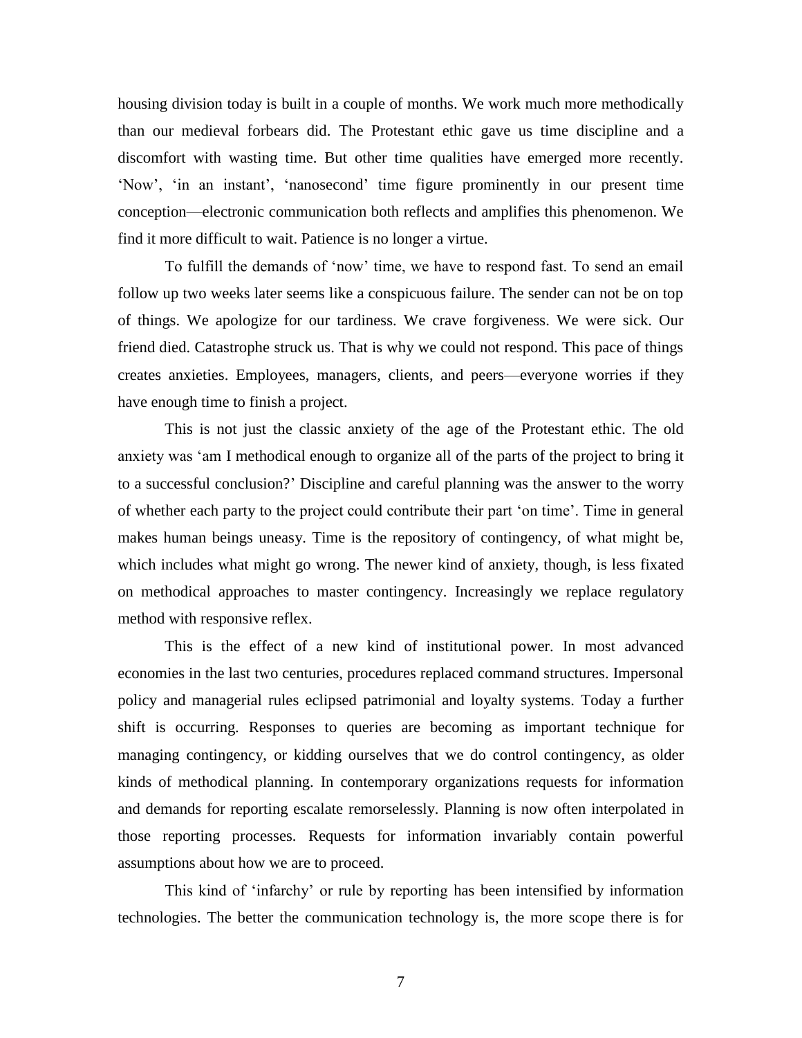housing division today is built in a couple of months. We work much more methodically than our medieval forbears did. The Protestant ethic gave us time discipline and a discomfort with wasting time. But other time qualities have emerged more recently. 'Now', 'in an instant', 'nanosecond' time figure prominently in our present time conception—electronic communication both reflects and amplifies this phenomenon. We find it more difficult to wait. Patience is no longer a virtue.

To fulfill the demands of 'now' time, we have to respond fast. To send an email follow up two weeks later seems like a conspicuous failure. The sender can not be on top of things. We apologize for our tardiness. We crave forgiveness. We were sick. Our friend died. Catastrophe struck us. That is why we could not respond. This pace of things creates anxieties. Employees, managers, clients, and peers—everyone worries if they have enough time to finish a project.

This is not just the classic anxiety of the age of the Protestant ethic. The old anxiety was 'am I methodical enough to organize all of the parts of the project to bring it to a successful conclusion?' Discipline and careful planning was the answer to the worry of whether each party to the project could contribute their part 'on time'. Time in general makes human beings uneasy. Time is the repository of contingency, of what might be, which includes what might go wrong. The newer kind of anxiety, though, is less fixated on methodical approaches to master contingency. Increasingly we replace regulatory method with responsive reflex.

This is the effect of a new kind of institutional power. In most advanced economies in the last two centuries, procedures replaced command structures. Impersonal policy and managerial rules eclipsed patrimonial and loyalty systems. Today a further shift is occurring. Responses to queries are becoming as important technique for managing contingency, or kidding ourselves that we do control contingency, as older kinds of methodical planning. In contemporary organizations requests for information and demands for reporting escalate remorselessly. Planning is now often interpolated in those reporting processes. Requests for information invariably contain powerful assumptions about how we are to proceed.

This kind of 'infarchy' or rule by reporting has been intensified by information technologies. The better the communication technology is, the more scope there is for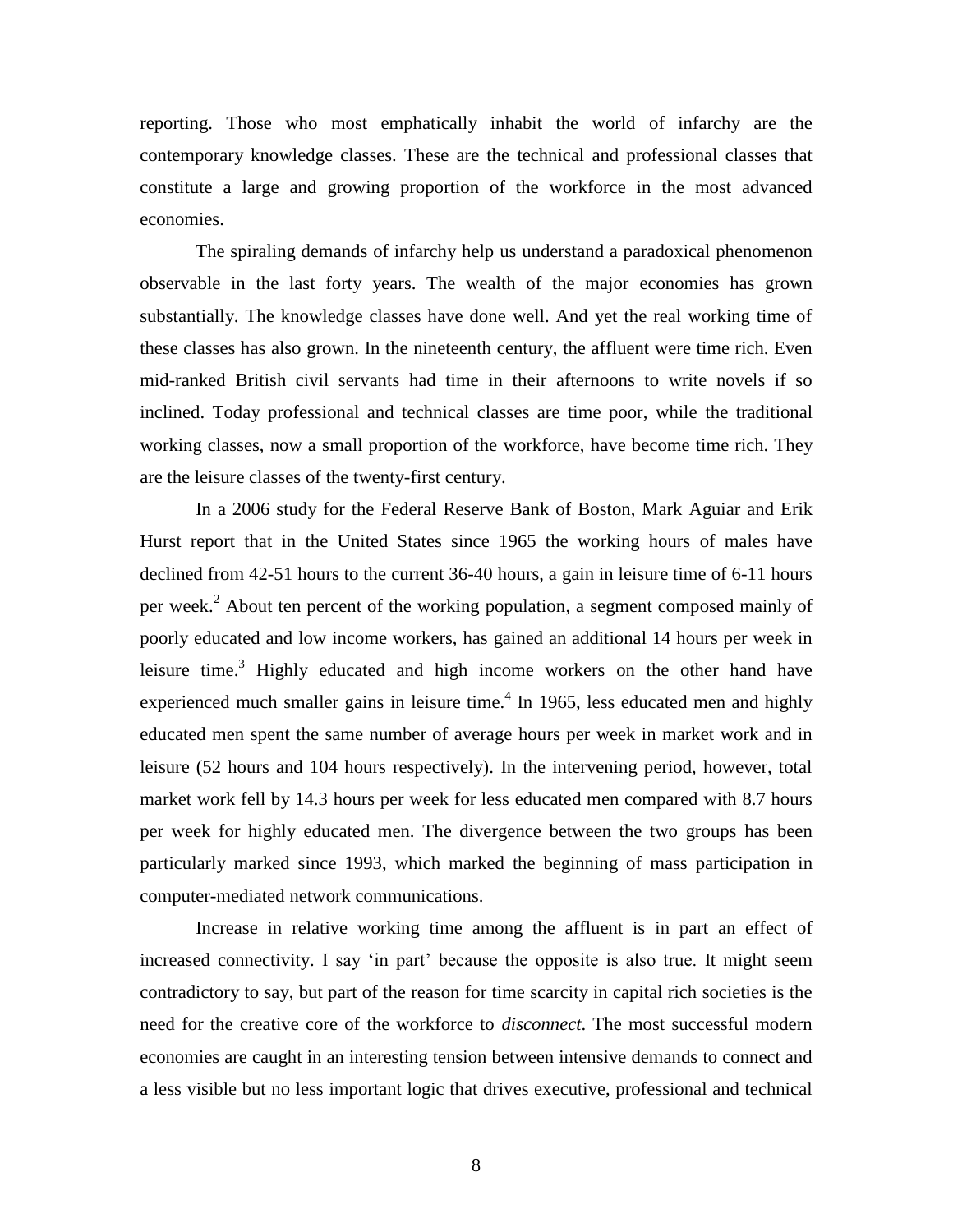reporting. Those who most emphatically inhabit the world of infarchy are the contemporary knowledge classes. These are the technical and professional classes that constitute a large and growing proportion of the workforce in the most advanced economies.

The spiraling demands of infarchy help us understand a paradoxical phenomenon observable in the last forty years. The wealth of the major economies has grown substantially. The knowledge classes have done well. And yet the real working time of these classes has also grown. In the nineteenth century, the affluent were time rich. Even mid-ranked British civil servants had time in their afternoons to write novels if so inclined. Today professional and technical classes are time poor, while the traditional working classes, now a small proportion of the workforce, have become time rich. They are the leisure classes of the twenty-first century.

In a 2006 study for the Federal Reserve Bank of Boston, Mark Aguiar and Erik Hurst report that in the United States since 1965 the working hours of males have declined from 42-51 hours to the current 36-40 hours, a gain in leisure time of 6-11 hours per week.[2] About ten percent of the working population, a segment composed mainly of poorly educated and low income workers, has gained an additional 14 hours per week in leisure time.[3] Highly educated and high income workers on the other hand have experienced much smaller gains in leisure time.[4] In 1965, less educated men and highly educated men spent the same number of average hours per week in market work and in leisure (52 hours and 104 hours respectively). In the intervening period, however, total market work fell by 14.3 hours per week for less educated men compared with 8.7 hours per week for highly educated men. The divergence between the two groups has been particularly marked since 1993, which marked the beginning of mass participation in computer-mediated network communications.

Increase in relative working time among the affluent is in part an effect of increased connectivity. I say 'in part' because the opposite is also true. It might seem contradictory to say, but part of the reason for time scarcity in capital rich societies is the need for the creative core of the workforce to *disconnect*. The most successful modern economies are caught in an interesting tension between intensive demands to connect and a less visible but no less important logic that drives executive, professional and technical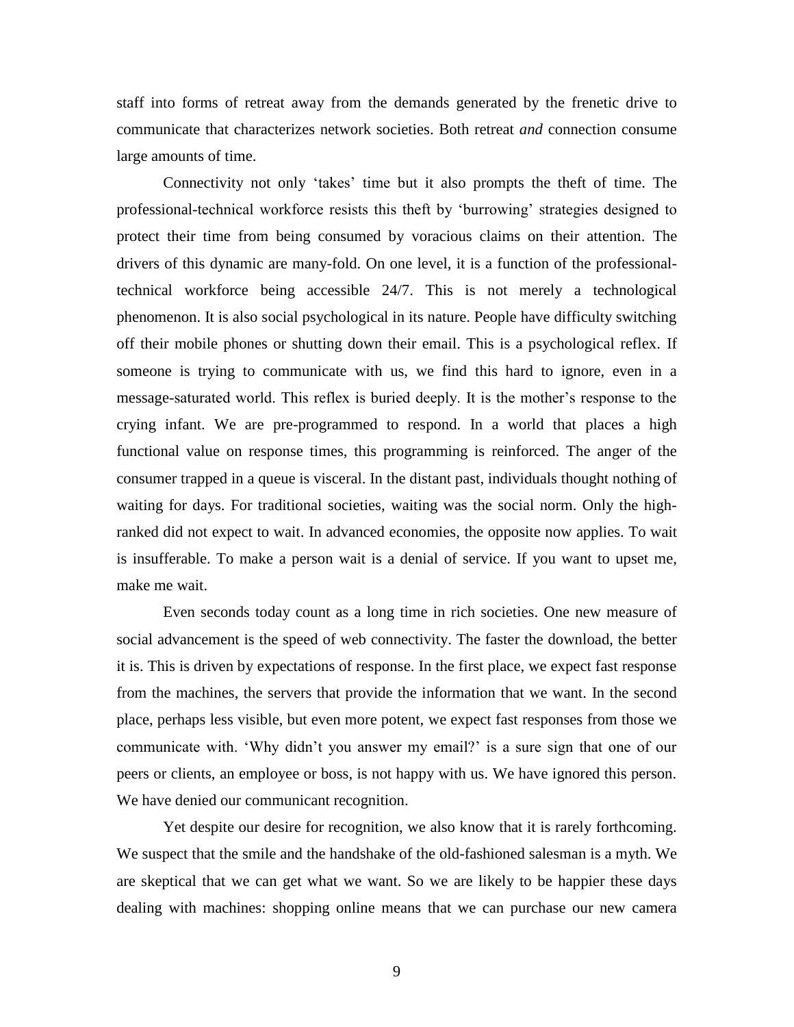staff into forms of retreat away from the demands generated by the frenetic drive to communicate that characterizes network societies. Both retreat *and* connection consume large amounts of time.

Connectivity not only 'takes' time but it also prompts the theft of time. The professional-technical workforce resists this theft by 'burrowing' strategies designed to protect their time from being consumed by voracious claims on their attention. The drivers of this dynamic are many-fold. On one level, it is a function of the professional-technical workforce being accessible 24/7. This is not merely a technological phenomenon. It is also social psychological in its nature. People have difficulty switching off their mobile phones or shutting down their email. This is a psychological reflex. If someone is trying to communicate with us, we find this hard to ignore, even in a message-saturated world. This reflex is buried deeply. It is the mother's response to the crying infant. We are pre-programmed to respond. In a world that places a high functional value on response times, this programming is reinforced. The anger of the consumer trapped in a queue is visceral. In the distant past, individuals thought nothing of waiting for days. For traditional societies, waiting was the social norm. Only the high-ranked did not expect to wait. In advanced economies, the opposite now applies. To wait is insufferable. To make a person wait is a denial of service. If you want to upset me, make me wait.

Even seconds today count as a long time in rich societies. One new measure of social advancement is the speed of web connectivity. The faster the download, the better it is. This is driven by expectations of response. In the first place, we expect fast response from the machines, the servers that provide the information that we want. In the second place, perhaps less visible, but even more potent, we expect fast responses from those we communicate with. 'Why didn't you answer my email?' is a sure sign that one of our peers or clients, an employee or boss, is not happy with us. We have ignored this person. We have denied our communicant recognition.

Yet despite our desire for recognition, we also know that it is rarely forthcoming. We suspect that the smile and the handshake of the old-fashioned salesman is a myth. We are skeptical that we can get what we want. So we are likely to be happier these days dealing with machines: shopping online means that we can purchase our new camera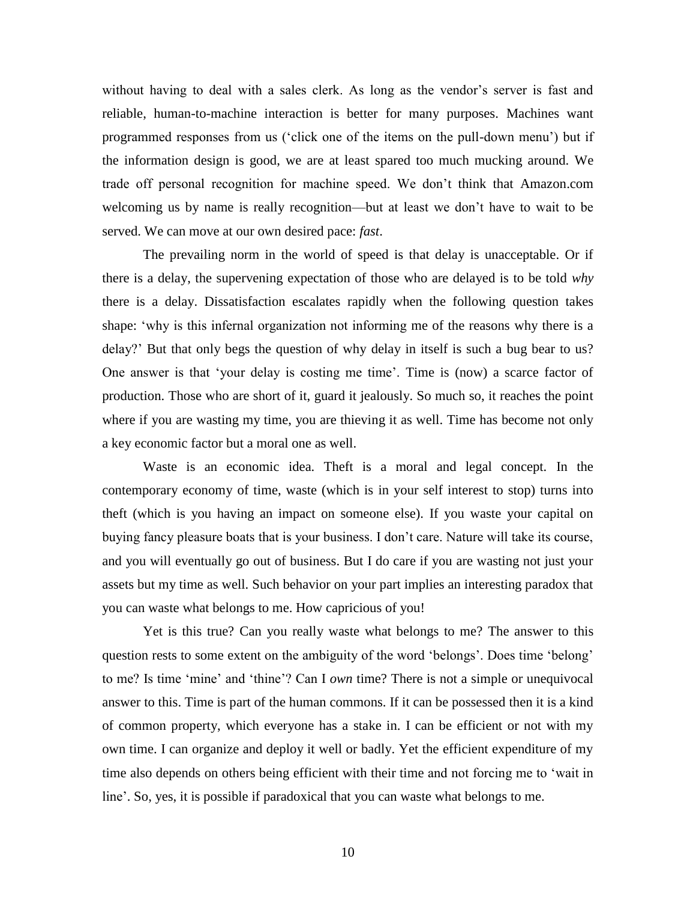without having to deal with a sales clerk. As long as the vendor's server is fast and reliable, human-to-machine interaction is better for many purposes. Machines want programmed responses from us ('click one of the items on the pull-down menu') but if the information design is good, we are at least spared too much mucking around. We trade off personal recognition for machine speed. We don't think that Amazon.com welcoming us by name is really recognition—but at least we don't have to wait to be served. We can move at our own desired pace: *fast*.

The prevailing norm in the world of speed is that delay is unacceptable. Or if there is a delay, the supervening expectation of those who are delayed is to be told *why* there is a delay. Dissatisfaction escalates rapidly when the following question takes shape: 'why is this infernal organization not informing me of the reasons why there is a delay?' But that only begs the question of why delay in itself is such a bug bear to us? One answer is that 'your delay is costing me time'. Time is (now) a scarce factor of production. Those who are short of it, guard it jealously. So much so, it reaches the point where if you are wasting my time, you are thieving it as well. Time has become not only a key economic factor but a moral one as well.

Waste is an economic idea. Theft is a moral and legal concept. In the contemporary economy of time, waste (which is in your self interest to stop) turns into theft (which is you having an impact on someone else). If you waste your capital on buying fancy pleasure boats that is your business. I don't care. Nature will take its course, and you will eventually go out of business. But I do care if you are wasting not just your assets but my time as well. Such behavior on your part implies an interesting paradox that you can waste what belongs to me. How capricious of you!

Yet is this true? Can you really waste what belongs to me? The answer to this question rests to some extent on the ambiguity of the word 'belongs'. Does time 'belong' to me? Is time 'mine' and 'thine'? Can I *own* time? There is not a simple or unequivocal answer to this. Time is part of the human commons. If it can be possessed then it is a kind of common property, which everyone has a stake in. I can be efficient or not with my own time. I can organize and deploy it well or badly. Yet the efficient expenditure of my time also depends on others being efficient with their time and not forcing me to 'wait in line'. So, yes, it is possible if paradoxical that you can waste what belongs to me.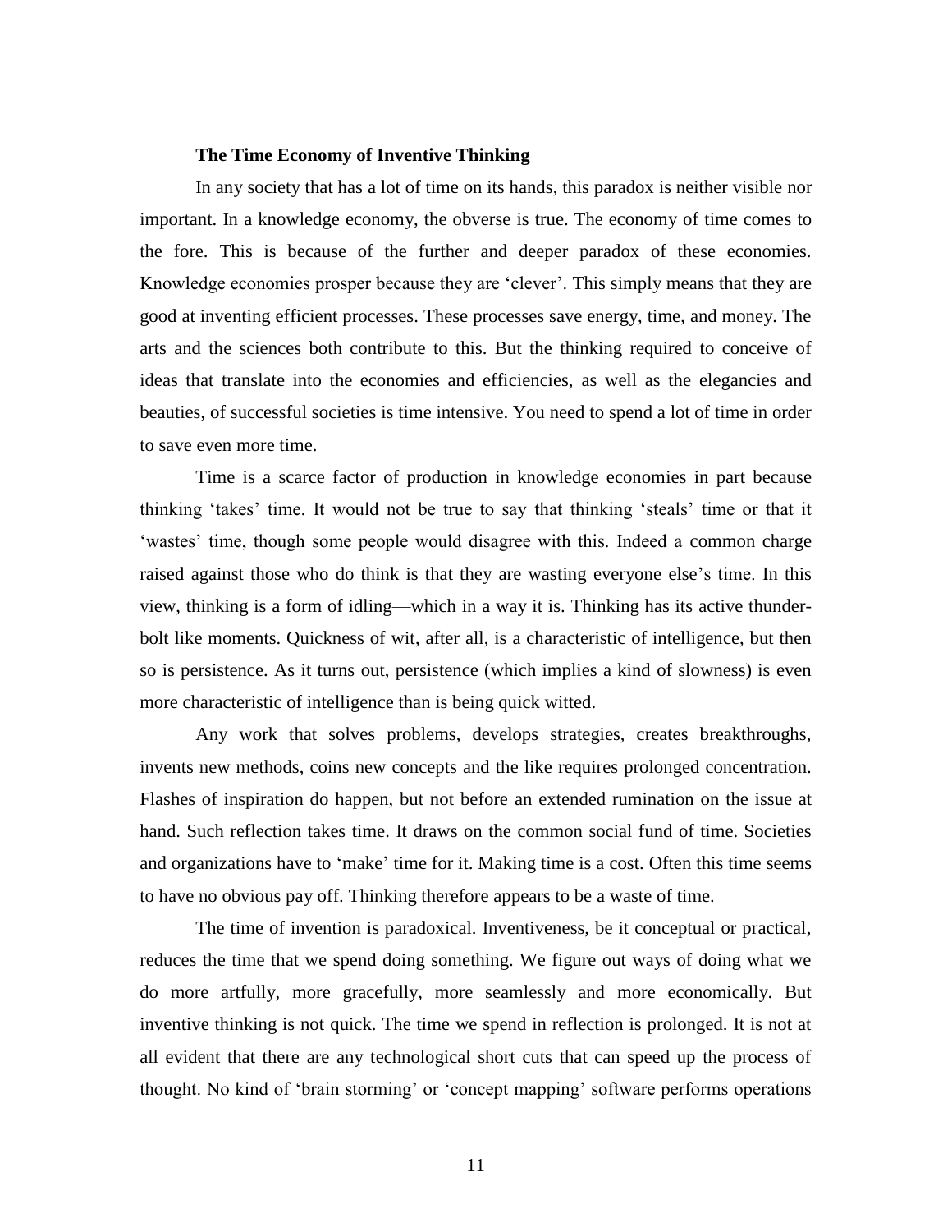### **The Time Economy of Inventive Thinking**

In any society that has a lot of time on its hands, this paradox is neither visible nor important. In a knowledge economy, the obverse is true. The economy of time comes to the fore. This is because of the further and deeper paradox of these economies. Knowledge economies prosper because they are 'clever'. This simply means that they are good at inventing efficient processes. These processes save energy, time, and money. The arts and the sciences both contribute to this. But the thinking required to conceive of ideas that translate into the economies and efficiencies, as well as the elegancies and beauties, of successful societies is time intensive. You need to spend a lot of time in order to save even more time.

Time is a scarce factor of production in knowledge economies in part because thinking 'takes' time. It would not be true to say that thinking 'steals' time or that it 'wastes' time, though some people would disagree with this. Indeed a common charge raised against those who do think is that they are wasting everyone else's time. In this view, thinking is a form of idling—which in a way it is. Thinking has its active thunder-bolt like moments. Quickness of wit, after all, is a characteristic of intelligence, but then so is persistence. As it turns out, persistence (which implies a kind of slowness) is even more characteristic of intelligence than is being quick witted.

Any work that solves problems, develops strategies, creates breakthroughs, invents new methods, coins new concepts and the like requires prolonged concentration. Flashes of inspiration do happen, but not before an extended rumination on the issue at hand. Such reflection takes time. It draws on the common social fund of time. Societies and organizations have to 'make' time for it. Making time is a cost. Often this time seems to have no obvious pay off. Thinking therefore appears to be a waste of time.

The time of invention is paradoxical. Inventiveness, be it conceptual or practical, reduces the time that we spend doing something. We figure out ways of doing what we do more artfully, more gracefully, more seamlessly and more economically. But inventive thinking is not quick. The time we spend in reflection is prolonged. It is not at all evident that there are any technological short cuts that can speed up the process of thought. No kind of 'brain storming' or 'concept mapping' software performs operations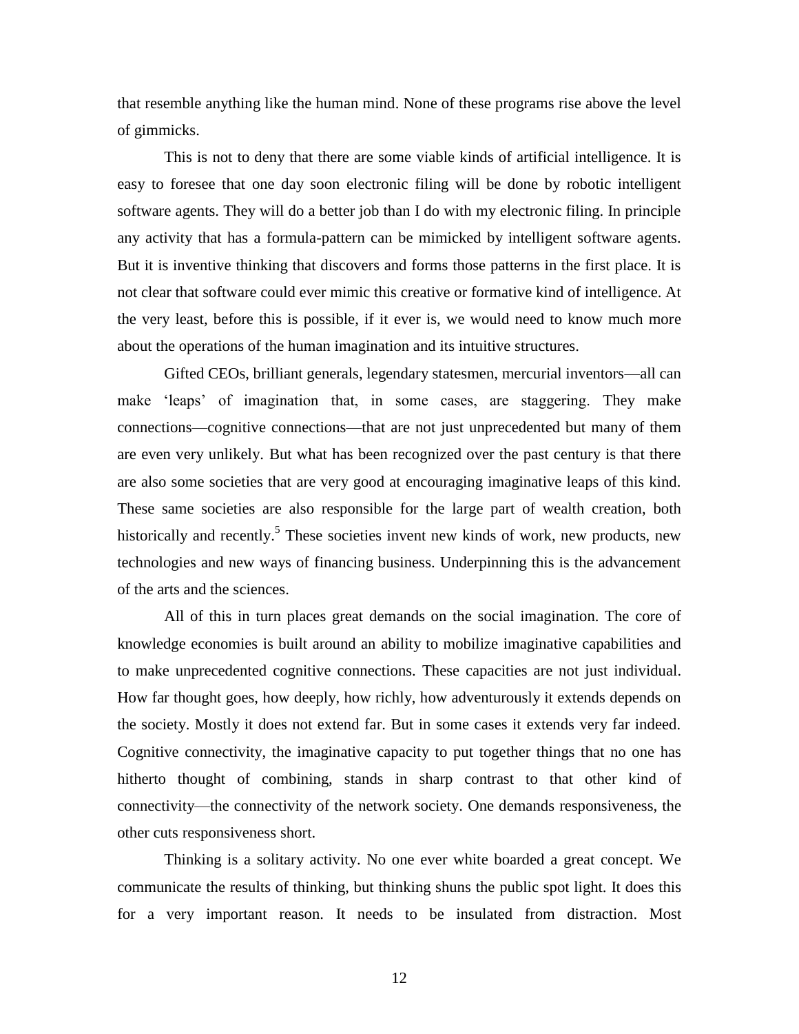that resemble anything like the human mind. None of these programs rise above the level of gimmicks.

This is not to deny that there are some viable kinds of artificial intelligence. It is easy to foresee that one day soon electronic filing will be done by robotic intelligent software agents. They will do a better job than I do with my electronic filing. In principle any activity that has a formula-pattern can be mimicked by intelligent software agents. But it is inventive thinking that discovers and forms those patterns in the first place. It is not clear that software could ever mimic this creative or formative kind of intelligence. At the very least, before this is possible, if it ever is, we would need to know much more about the operations of the human imagination and its intuitive structures.

Gifted CEOs, brilliant generals, legendary statesmen, mercurial inventors—all can make 'leaps' of imagination that, in some cases, are staggering. They make connections—cognitive connections—that are not just unprecedented but many of them are even very unlikely. But what has been recognized over the past century is that there are also some societies that are very good at encouraging imaginative leaps of this kind. These same societies are also responsible for the large part of wealth creation, both historically and recently.[5] These societies invent new kinds of work, new products, new technologies and new ways of financing business. Underpinning this is the advancement of the arts and the sciences.

All of this in turn places great demands on the social imagination. The core of knowledge economies is built around an ability to mobilize imaginative capabilities and to make unprecedented cognitive connections. These capacities are not just individual. How far thought goes, how deeply, how richly, how adventurously it extends depends on the society. Mostly it does not extend far. But in some cases it extends very far indeed. Cognitive connectivity, the imaginative capacity to put together things that no one has hitherto thought of combining, stands in sharp contrast to that other kind of connectivity—the connectivity of the network society. One demands responsiveness, the other cuts responsiveness short.

Thinking is a solitary activity. No one ever white boarded a great concept. We communicate the results of thinking, but thinking shuns the public spot light. It does this for a very important reason. It needs to be insulated from distraction. Most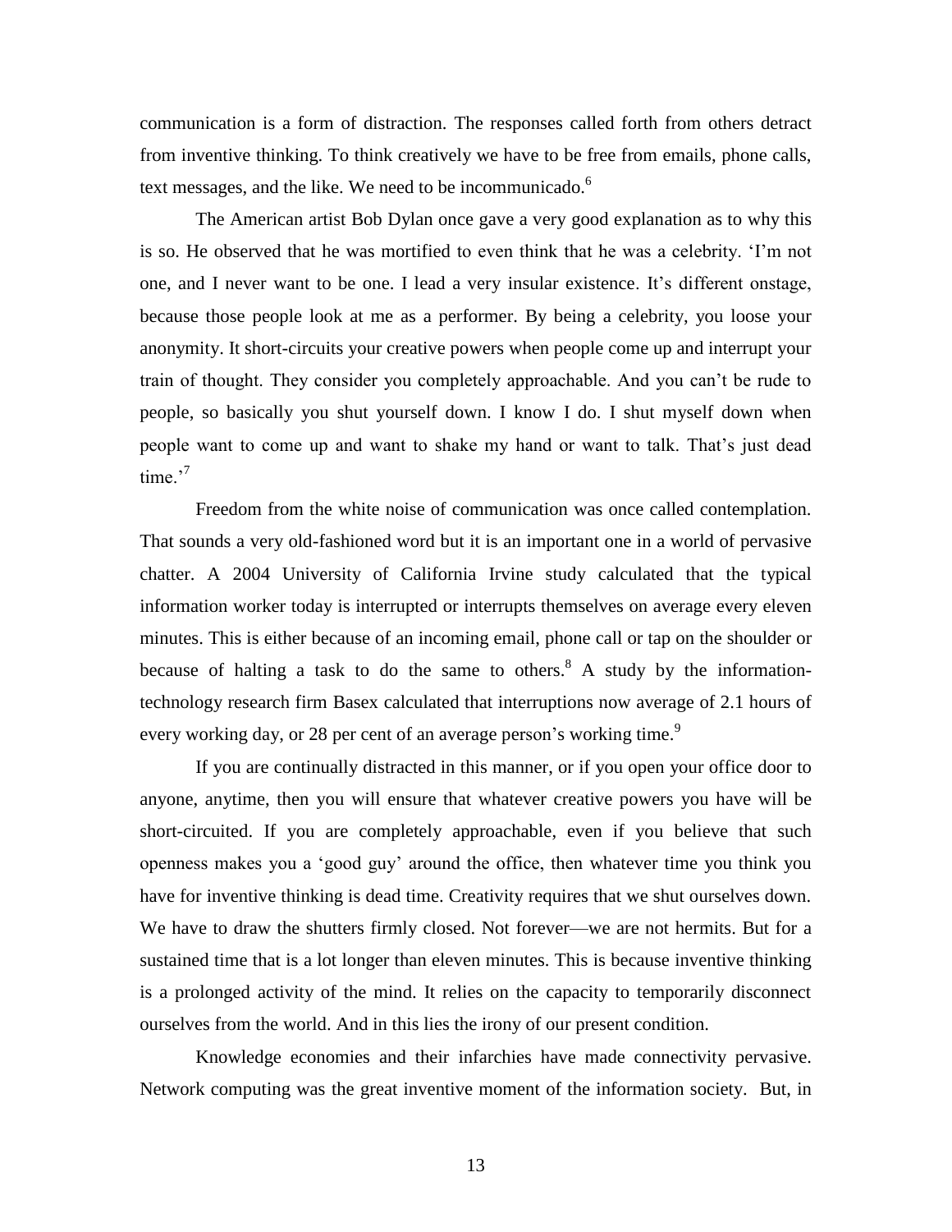communication is a form of distraction. The responses called forth from others detract from inventive thinking. To think creatively we have to be free from emails, phone calls, text messages, and the like. We need to be incommunicado.[6]

The American artist Bob Dylan once gave a very good explanation as to why this is so. He observed that he was mortified to even think that he was a celebrity. 'I'm not one, and I never want to be one. I lead a very insular existence. It's different onstage, because those people look at me as a performer. By being a celebrity, you loose your anonymity. It short-circuits your creative powers when people come up and interrupt your train of thought. They consider you completely approachable. And you can't be rude to people, so basically you shut yourself down. I know I do. I shut myself down when people want to come up and want to shake my hand or want to talk. That's just dead time.'[7]

Freedom from the white noise of communication was once called contemplation. That sounds a very old-fashioned word but it is an important one in a world of pervasive chatter. A 2004 University of California Irvine study calculated that the typical information worker today is interrupted or interrupts themselves on average every eleven minutes. This is either because of an incoming email, phone call or tap on the shoulder or because of halting a task to do the same to others.[8] A study by the information-technology research firm Basex calculated that interruptions now average of 2.1 hours of every working day, or 28 per cent of an average person's working time.[9]

If you are continually distracted in this manner, or if you open your office door to anyone, anytime, then you will ensure that whatever creative powers you have will be short-circuited. If you are completely approachable, even if you believe that such openness makes you a 'good guy' around the office, then whatever time you think you have for inventive thinking is dead time. Creativity requires that we shut ourselves down. We have to draw the shutters firmly closed. Not forever—we are not hermits. But for a sustained time that is a lot longer than eleven minutes. This is because inventive thinking is a prolonged activity of the mind. It relies on the capacity to temporarily disconnect ourselves from the world. And in this lies the irony of our present condition.

Knowledge economies and their infarchies have made connectivity pervasive. Network computing was the great inventive moment of the information society. But, in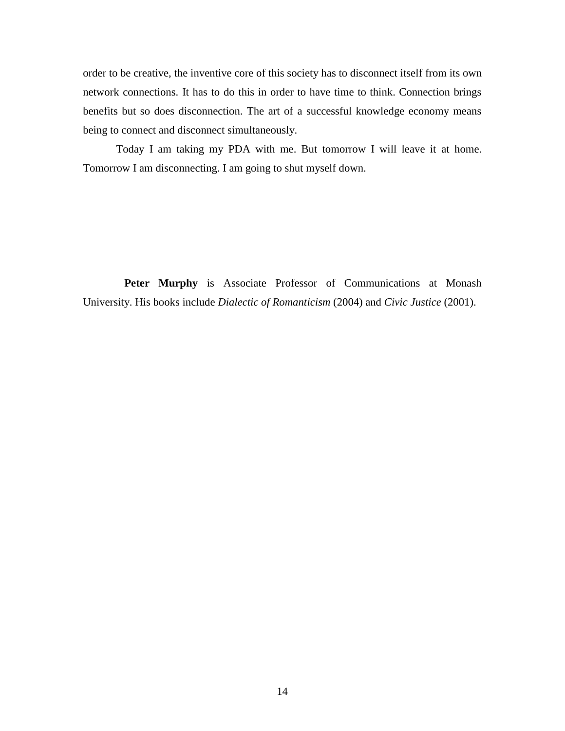order to be creative, the inventive core of this society has to disconnect itself from its own network connections. It has to do this in order to have time to think. Connection brings benefits but so does disconnection. The art of a successful knowledge economy means being to connect and disconnect simultaneously.

Today I am taking my PDA with me. But tomorrow I will leave it at home. Tomorrow I am disconnecting. I am going to shut myself down.

**Peter Murphy** is Associate Professor of Communications at Monash University. His books include *Dialectic of Romanticism* (2004) and *Civic Justice* (2001).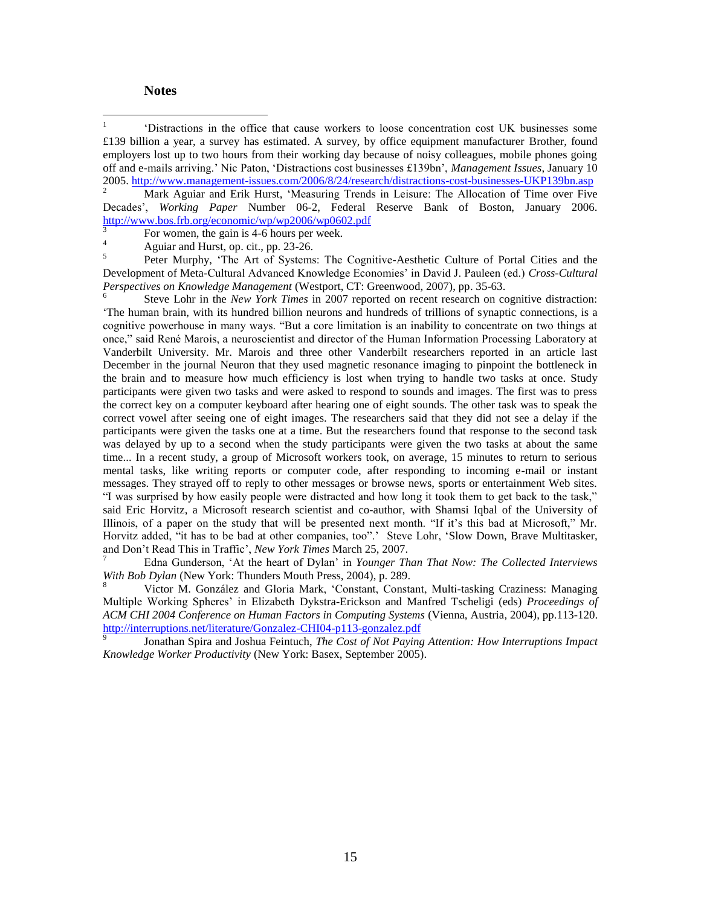**Notes**

1 'Distractions in the office that cause workers to loose concentration cost UK businesses some £139 billion a year, a survey has estimated. A survey, by office equipment manufacturer Brother, found employers lost up to two hours from their working day because of noisy colleagues, mobile phones going off and e-mails arriving.' Nic Paton, 'Distractions cost businesses £139bn', *Management Issues*, January 10 2005. http://www.management-issues.com/2006/8/24/research/distractions-cost-businesses-UKP139bn.asp

2 Mark Aguiar and Erik Hurst, 'Measuring Trends in Leisure: The Allocation of Time over Five Decades', *Working Paper* Number 06-2, Federal Reserve Bank of Boston, January 2006. http://www.bos.frb.org/economic/wp/wp2006/wp0602.pdf

3 For women, the gain is 4-6 hours per week.

4 Aguiar and Hurst, op. cit., pp. 23-26.

5 Peter Murphy, 'The Art of Systems: The Cognitive-Aesthetic Culture of Portal Cities and the Development of Meta-Cultural Advanced Knowledge Economies' in David J. Pauleen (ed.) *Cross-Cultural Perspectives on Knowledge Management* (Westport, CT: Greenwood, 2007), pp. 35-63.

6 Steve Lohr in the *New York Times* in 2007 reported on recent research on cognitive distraction: 'The human brain, with its hundred billion neurons and hundreds of trillions of synaptic connections, is a cognitive powerhouse in many ways. "But a core limitation is an inability to concentrate on two things at once," said René Marois, a neuroscientist and director of the Human Information Processing Laboratory at Vanderbilt University. Mr. Marois and three other Vanderbilt researchers reported in an article last December in the journal Neuron that they used magnetic resonance imaging to pinpoint the bottleneck in the brain and to measure how much efficiency is lost when trying to handle two tasks at once. Study participants were given two tasks and were asked to respond to sounds and images. The first was to press the correct key on a computer keyboard after hearing one of eight sounds. The other task was to speak the correct vowel after seeing one of eight images. The researchers said that they did not see a delay if the participants were given the tasks one at a time. But the researchers found that response to the second task was delayed by up to a second when the study participants were given the two tasks at about the same time... In a recent study, a group of Microsoft workers took, on average, 15 minutes to return to serious mental tasks, like writing reports or computer code, after responding to incoming e-mail or instant messages. They strayed off to reply to other messages or browse news, sports or entertainment Web sites. "I was surprised by how easily people were distracted and how long it took them to get back to the task," said Eric Horvitz, a Microsoft research scientist and co-author, with Shamsi Iqbal of the University of Illinois, of a paper on the study that will be presented next month. "If it's this bad at Microsoft," Mr. Horvitz added, "it has to be bad at other companies, too".' Steve Lohr, 'Slow Down, Brave Multitasker, and Don't Read This in Traffic', *New York Times* March 25, 2007.

7 Edna Gunderson, 'At the heart of Dylan' in *Younger Than That Now: The Collected Interviews With Bob Dylan* (New York: Thunders Mouth Press, 2004), p. 289.

8 Victor M. González and Gloria Mark, 'Constant, Constant, Multi-tasking Craziness: Managing Multiple Working Spheres' in Elizabeth Dykstra-Erickson and Manfred Tscheligi (eds) *Proceedings of ACM CHI 2004 Conference on Human Factors in Computing Systems* (Vienna, Austria, 2004), pp.113-120. http://interruptions.net/literature/Gonzalez-CHI04-p113-gonzalez.pdf

9 Jonathan Spira and Joshua Feintuch, *The Cost of Not Paying Attention: How Interruptions Impact Knowledge Worker Productivity* (New York: Basex, September 2005).